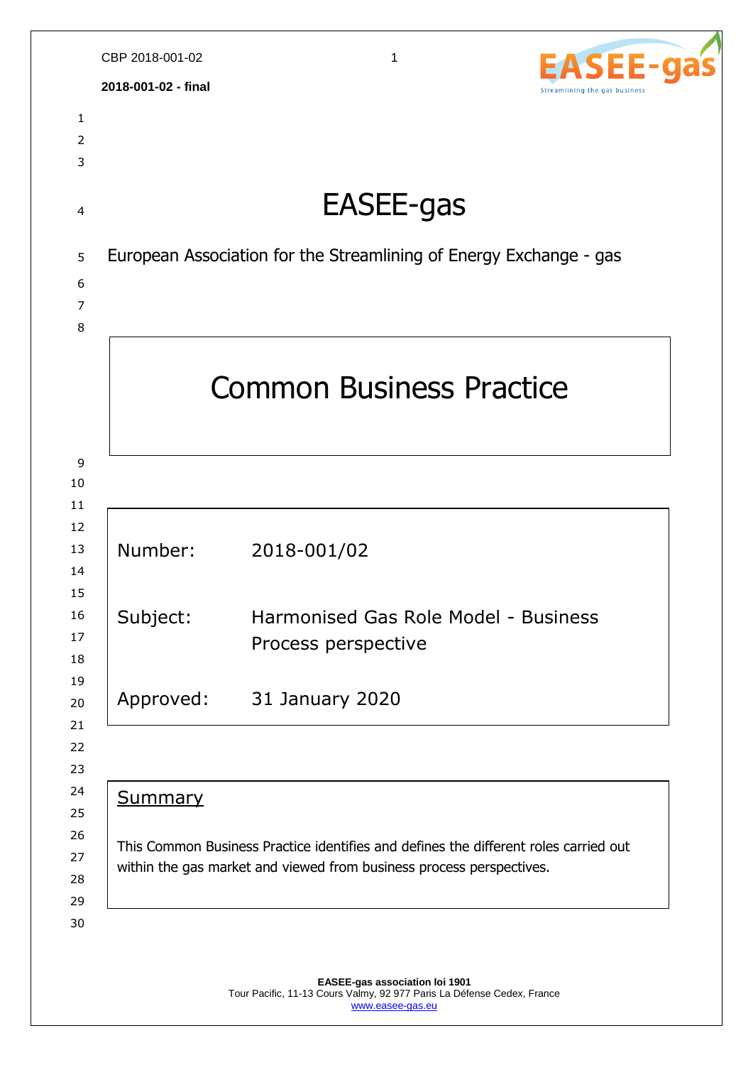**2018-001-02 - final**

# EASEE-gas

European Association for the Streamlining of Energy Exchange - gas

## Common Business Practice

| | |
|---|---|
| Number: | 2018-001/02 |
| Subject: | Harmonised Gas Role Model - Business Process perspective |
| Approved: | 31 January 2020 |

### Summary

This Common Business Practice identifies and defines the different roles carried out within the gas market and viewed from business process perspectives.

**EASEE-gas association loi 1901**
Tour Pacific, 11-13 Cours Valmy, 92 977 Paris La Défense Cedex, France
www.easee-gas.eu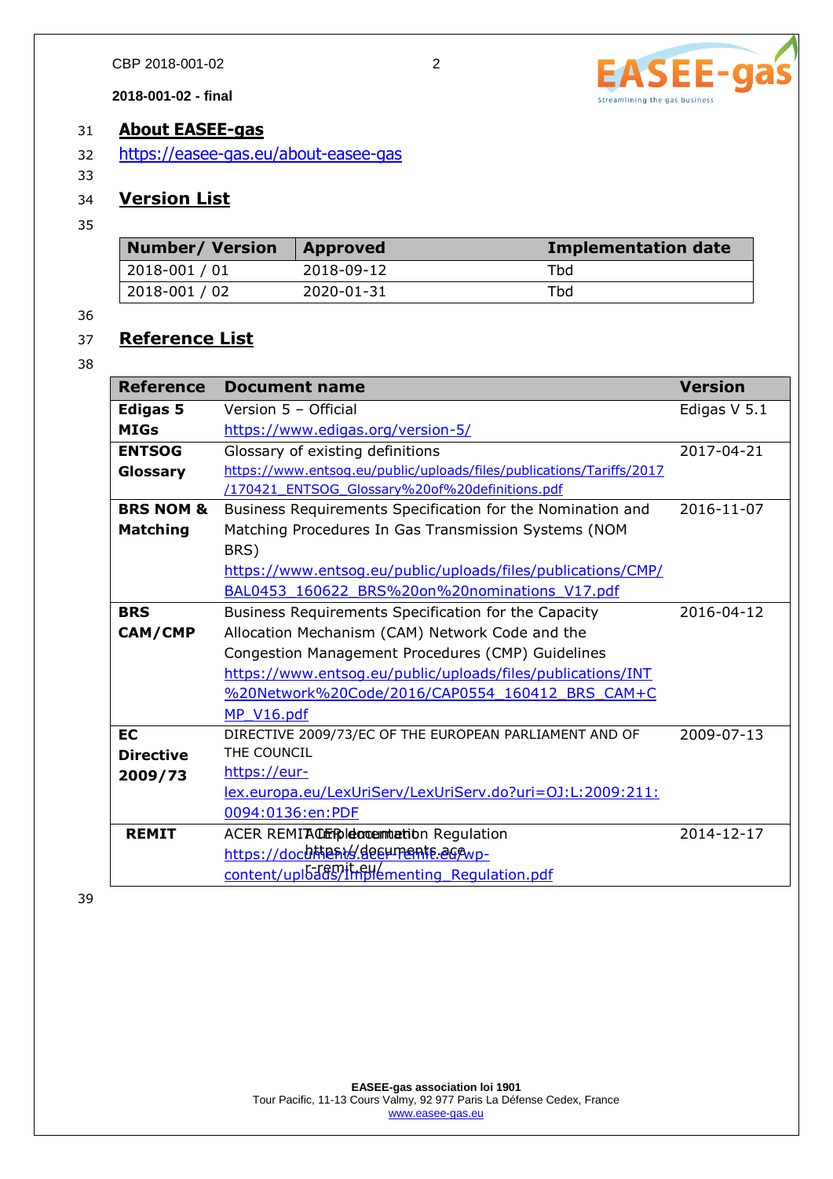## About EASEE-gas

https://easee-gas.eu/about-easee-gas

## Version List

| Number/ Version | Approved | Implementation date |
|---|---|---|
| 2018-001 / 01 | 2018-09-12 | Tbd |
| 2018-001 / 02 | 2020-01-31 | Tbd |

## Reference List

| Reference | Document name | Version |
|---|---|---|
| **Edigas 5 MIGs** | Version 5 – Official https://www.edigas.org/version-5/ | Edigas V 5.1 |
| **ENTSOG Glossary** | Glossary of existing definitions https://www.entsog.eu/public/uploads/files/publications/Tariffs/2017/170421_ENTSOG_Glossary%20of%20definitions.pdf | 2017-04-21 |
| **BRS NOM & Matching** | Business Requirements Specification for the Nomination and Matching Procedures In Gas Transmission Systems (NOM BRS) https://www.entsog.eu/public/uploads/files/publications/CMP/BAL0453_160622_BRS%20on%20nominations_V17.pdf | 2016-11-07 |
| **BRS CAM/CMP** | Business Requirements Specification for the Capacity Allocation Mechanism (CAM) Network Code and the Congestion Management Procedures (CMP) Guidelines https://www.entsog.eu/public/uploads/files/publications/INT%20Network%20Code/2016/CAP0554_160412_BRS_CAM+CMP_V16.pdf | 2016-04-12 |
| **EC Directive 2009/73** | DIRECTIVE 2009/73/EC OF THE EUROPEAN PARLIAMENT AND OF THE COUNCIL https://eur-lex.europa.eu/LexUriServ/LexUriServ.do?uri=OJ:L:2009:211:0094:0136:en:PDF | 2009-07-13 |
| **REMIT** | ACER REMIT Implementation Regulation https://documents.acer-remit.eu/wp-content/uploads/Implementing_Regulation.pdf | 2014-12-17 |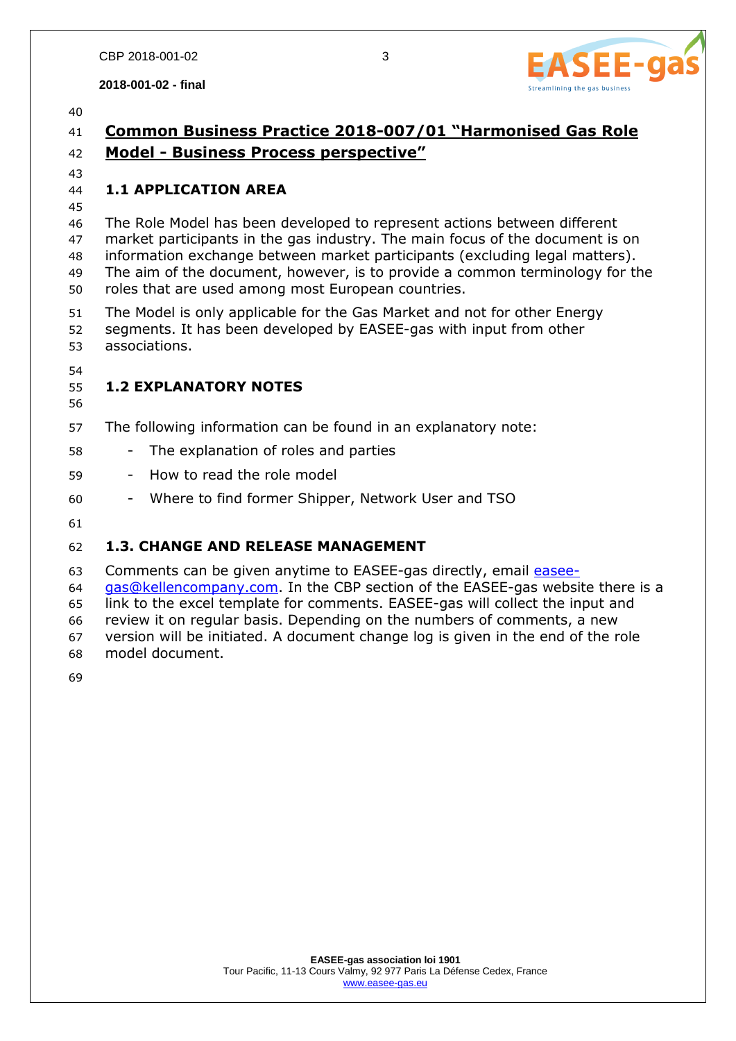# Common Business Practice 2018-007/01 "Harmonised Gas Role Model - Business Process perspective"

## 1.1 APPLICATION AREA

The Role Model has been developed to represent actions between different market participants in the gas industry. The main focus of the document is on information exchange between market participants (excluding legal matters). The aim of the document, however, is to provide a common terminology for the roles that are used among most European countries.

The Model is only applicable for the Gas Market and not for other Energy segments. It has been developed by EASEE-gas with input from other associations.

## 1.2 EXPLANATORY NOTES

The following information can be found in an explanatory note:

- The explanation of roles and parties
- How to read the role model
- Where to find former Shipper, Network User and TSO

## 1.3. CHANGE AND RELEASE MANAGEMENT

Comments can be given anytime to EASEE-gas directly, email easee-gas@kellencompany.com. In the CBP section of the EASEE-gas website there is a link to the excel template for comments. EASEE-gas will collect the input and review it on regular basis. Depending on the numbers of comments, a new version will be initiated. A document change log is given in the end of the role model document.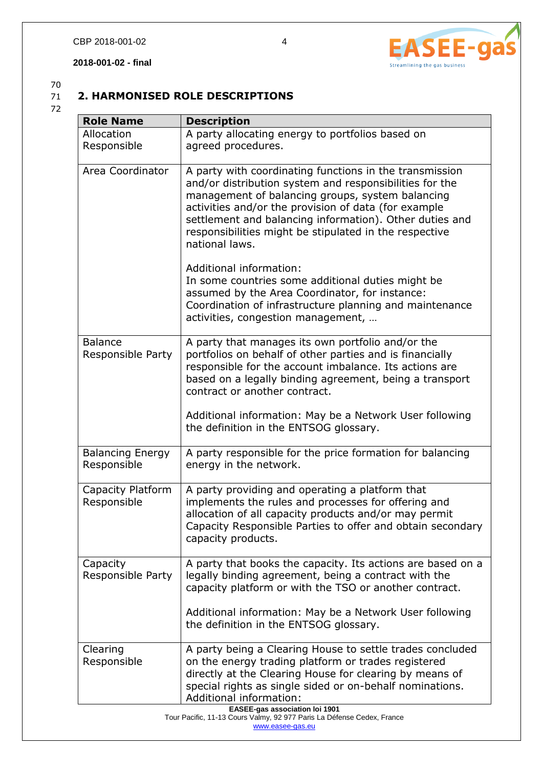## 2. HARMONISED ROLE DESCRIPTIONS

| Role Name | Description |
|---|---|
| Allocation Responsible | A party allocating energy to portfolios based on agreed procedures. |
| Area Coordinator | A party with coordinating functions in the transmission and/or distribution system and responsibilities for the management of balancing groups, system balancing activities and/or the provision of data (for example settlement and balancing information). Other duties and responsibilities might be stipulated in the respective national laws.<br><br>Additional information:<br>In some countries some additional duties might be assumed by the Area Coordinator, for instance: Coordination of infrastructure planning and maintenance activities, congestion management, … |
| Balance Responsible Party | A party that manages its own portfolio and/or the portfolios on behalf of other parties and is financially responsible for the account imbalance. Its actions are based on a legally binding agreement, being a transport contract or another contract.<br><br>Additional information: May be a Network User following the definition in the ENTSOG glossary. |
| Balancing Energy Responsible | A party responsible for the price formation for balancing energy in the network. |
| Capacity Platform Responsible | A party providing and operating a platform that implements the rules and processes for offering and allocation of all capacity products and/or may permit Capacity Responsible Parties to offer and obtain secondary capacity products. |
| Capacity Responsible Party | A party that books the capacity. Its actions are based on a legally binding agreement, being a contract with the capacity platform or with the TSO or another contract.<br><br>Additional information: May be a Network User following the definition in the ENTSOG glossary. |
| Clearing Responsible | A party being a Clearing House to settle trades concluded on the energy trading platform or trades registered directly at the Clearing House for clearing by means of special rights as single sided or on-behalf nominations.<br>Additional information: |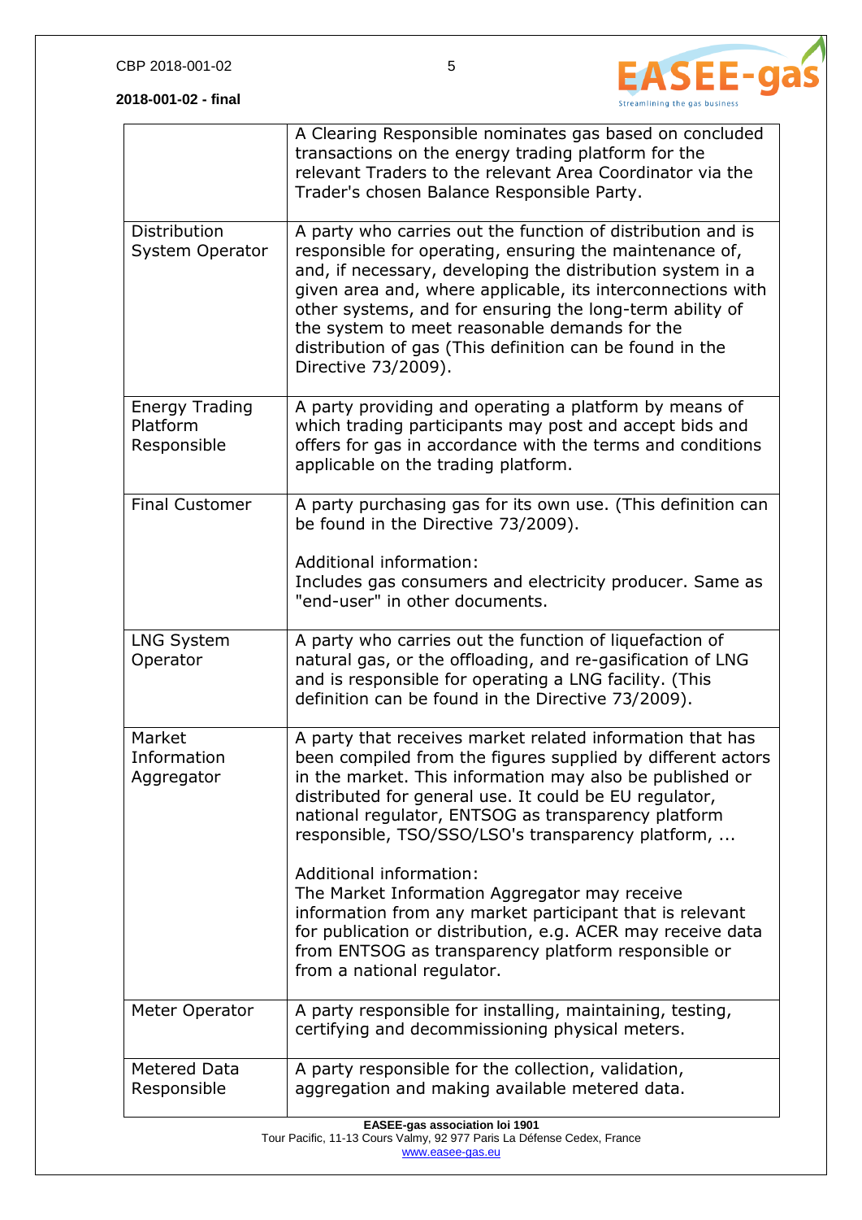| | |
|---|---|
| | A Clearing Responsible nominates gas based on concluded transactions on the energy trading platform for the relevant Traders to the relevant Area Coordinator via the Trader's chosen Balance Responsible Party. |
| Distribution System Operator | A party who carries out the function of distribution and is responsible for operating, ensuring the maintenance of, and, if necessary, developing the distribution system in a given area and, where applicable, its interconnections with other systems, and for ensuring the long-term ability of the system to meet reasonable demands for the distribution of gas (This definition can be found in the Directive 73/2009). |
| Energy Trading Platform Responsible | A party providing and operating a platform by means of which trading participants may post and accept bids and offers for gas in accordance with the terms and conditions applicable on the trading platform. |
| Final Customer | A party purchasing gas for its own use. (This definition can be found in the Directive 73/2009).<br><br>Additional information:<br>Includes gas consumers and electricity producer. Same as "end-user" in other documents. |
| LNG System Operator | A party who carries out the function of liquefaction of natural gas, or the offloading, and re-gasification of LNG and is responsible for operating a LNG facility. (This definition can be found in the Directive 73/2009). |
| Market Information Aggregator | A party that receives market related information that has been compiled from the figures supplied by different actors in the market. This information may also be published or distributed for general use. It could be EU regulator, national regulator, ENTSOG as transparency platform responsible, TSO/SSO/LSO's transparency platform, ...<br><br>Additional information:<br>The Market Information Aggregator may receive information from any market participant that is relevant for publication or distribution, e.g. ACER may receive data from ENTSOG as transparency platform responsible or from a national regulator. |
| Meter Operator | A party responsible for installing, maintaining, testing, certifying and decommissioning physical meters. |
| Metered Data Responsible | A party responsible for the collection, validation, aggregation and making available metered data. |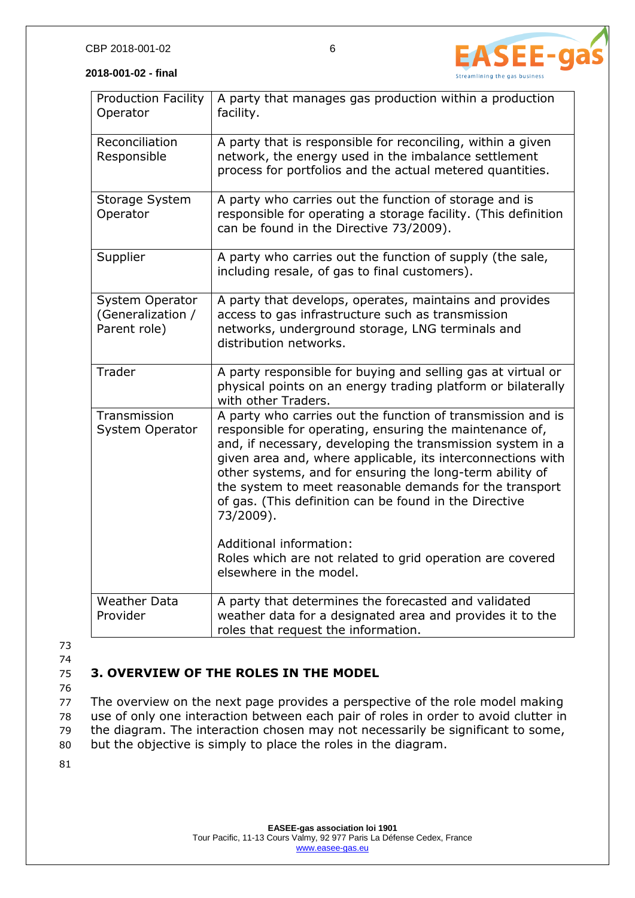| Production Facility Operator | A party that manages gas production within a production facility. |
|---|---|
| Reconciliation Responsible | A party that is responsible for reconciling, within a given network, the energy used in the imbalance settlement process for portfolios and the actual metered quantities. |
| Storage System Operator | A party who carries out the function of storage and is responsible for operating a storage facility. (This definition can be found in the Directive 73/2009). |
| Supplier | A party who carries out the function of supply (the sale, including resale, of gas to final customers). |
| System Operator (Generalization / Parent role) | A party that develops, operates, maintains and provides access to gas infrastructure such as transmission networks, underground storage, LNG terminals and distribution networks. |
| Trader | A party responsible for buying and selling gas at virtual or physical points on an energy trading platform or bilaterally with other Traders. |
| Transmission System Operator | A party who carries out the function of transmission and is responsible for operating, ensuring the maintenance of, and, if necessary, developing the transmission system in a given area and, where applicable, its interconnections with other systems, and for ensuring the long-term ability of the system to meet reasonable demands for the transport of gas. (This definition can be found in the Directive 73/2009).<br><br>Additional information:<br>Roles which are not related to grid operation are covered elsewhere in the model. |
| Weather Data Provider | A party that determines the forecasted and validated weather data for a designated area and provides it to the roles that request the information. |

## 3. OVERVIEW OF THE ROLES IN THE MODEL

The overview on the next page provides a perspective of the role model making use of only one interaction between each pair of roles in order to avoid clutter in the diagram. The interaction chosen may not necessarily be significant to some, but the objective is simply to place the roles in the diagram.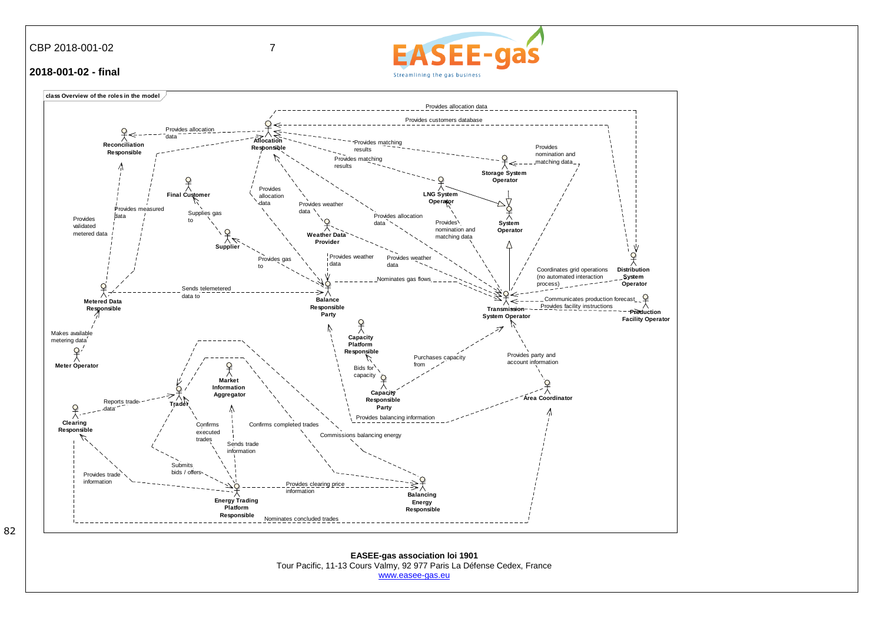**class Overview of the roles in the model**

Roles:

- Allocation Responsible
- Reconciliation Responsible
- Final Customer
- Supplier
- Weather Data Provider
- LNG System Operator
- Storage System Operator
- System Operator
- Distribution System Operator
- Transmission System Operator
- Production Facility Operator
- Balance Responsible Party
- Metered Data Responsible
- Meter Operator
- Capacity Platform Responsible
- Capacity Responsible Party
- Area Coordinator
- Market Information Aggregator
- Trader
- Clearing Responsible
- Energy Trading Platform Responsible
- Balancing Energy Responsible

Relationship labels:

- Provides allocation data
- Provides customers database
- Provides allocation data
- Provides matching results
- Provides matching results
- Provides nomination and matching data
- Provides allocation data
- Provides weather data
- Provides allocation data
- Provides nomination and matching data
- Provides measured data
- Provides validated metered data
- Supplies gas to
- Provides gas to
- Provides weather data
- Provides weather data
- Nominates gas flows
- Coordinates grid operations (no automated interaction process)
- Communicates production forecast
- Provides facility instructions
- Sends telemetered data to
- Makes available metering data
- Bids for capacity
- Purchases capacity from
- Provides party and account information
- Provides balancing information
- Reports trade data
- Confirms executed trades
- Confirms completed trades
- Commissions balancing energy
- Sends trade information
- Submits bids / offers
- Provides trade information
- Provides clearing price information
- Nominates concluded trades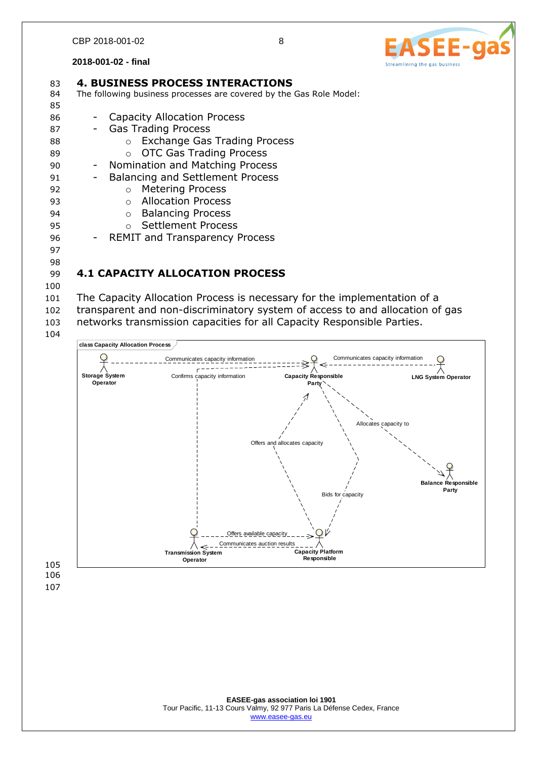# 4. BUSINESS PROCESS INTERACTIONS

The following business processes are covered by the Gas Role Model:

- Capacity Allocation Process
- Gas Trading Process
  - Exchange Gas Trading Process
  - OTC Gas Trading Process
- Nomination and Matching Process
- Balancing and Settlement Process
  - Metering Process
  - Allocation Process
  - Balancing Process
  - Settlement Process
- REMIT and Transparency Process

## 4.1 CAPACITY ALLOCATION PROCESS

The Capacity Allocation Process is necessary for the implementation of a transparent and non-discriminatory system of access to and allocation of gas networks transmission capacities for all Capacity Responsible Parties.

class Capacity Allocation Process

Storage System Operator — Communicates capacity information → Capacity Responsible Party

LNG System Operator — Communicates capacity information → Capacity Responsible Party

Transmission System Operator — Confirms capacity information → Capacity Responsible Party

Capacity Responsible Party — Allocates capacity to → Balance Responsible Party

Capacity Responsible Party — Bids for capacity → Capacity Platform Responsible

Capacity Platform Responsible — Offers and allocates capacity → Capacity Responsible Party

Transmission System Operator — Offers available capacity → Capacity Platform Responsible

Capacity Platform Responsible — Communicates auction results → Transmission System Operator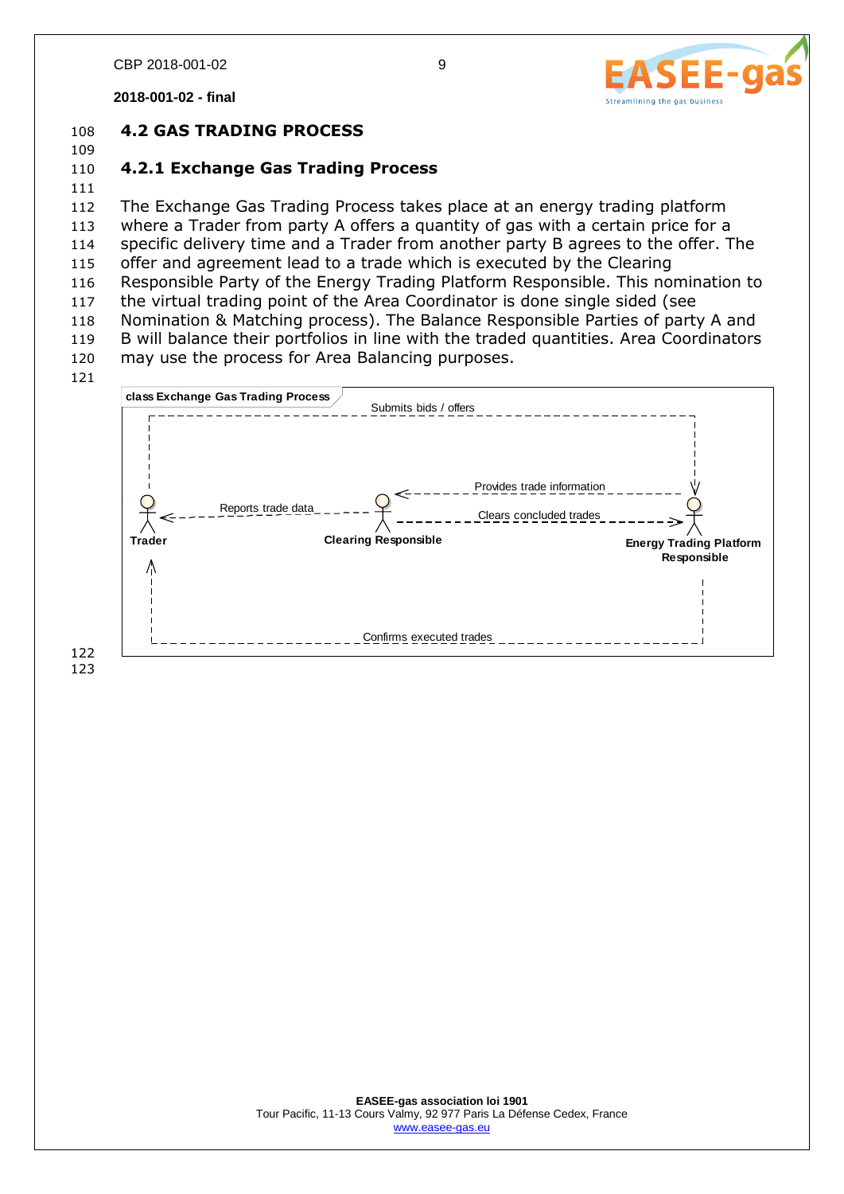## 4.2 GAS TRADING PROCESS

### 4.2.1 Exchange Gas Trading Process

The Exchange Gas Trading Process takes place at an energy trading platform where a Trader from party A offers a quantity of gas with a certain price for a specific delivery time and a Trader from another party B agrees to the offer. The offer and agreement lead to a trade which is executed by the Clearing Responsible Party of the Energy Trading Platform Responsible. This nomination to the virtual trading point of the Area Coordinator is done single sided (see Nomination & Matching process). The Balance Responsible Parties of party A and B will balance their portfolios in line with the traded quantities. Area Coordinators may use the process for Area Balancing purposes.

class Exchange Gas Trading Process

- Trader → Energy Trading Platform Responsible: Submits bids / offers
- Energy Trading Platform Responsible → Clearing Responsible: Provides trade information
- Clearing Responsible → Energy Trading Platform Responsible: Clears concluded trades
- Clearing Responsible → Trader: Reports trade data
- Energy Trading Platform Responsible → Trader: Confirms executed trades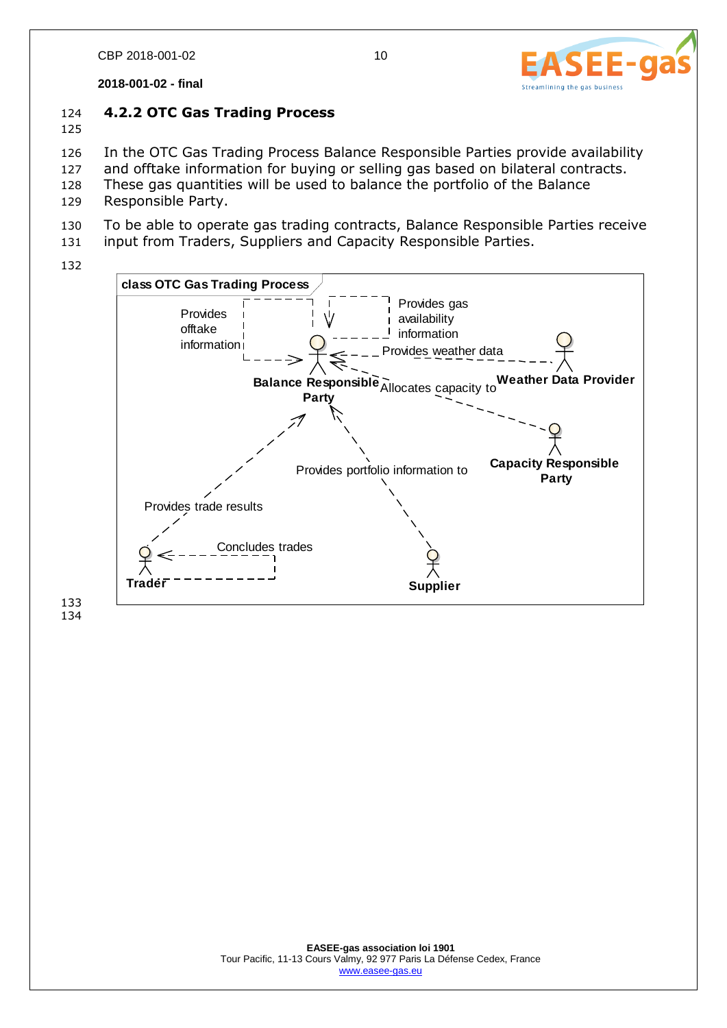### 4.2.2 OTC Gas Trading Process

In the OTC Gas Trading Process Balance Responsible Parties provide availability and offtake information for buying or selling gas based on bilateral contracts. These gas quantities will be used to balance the portfolio of the Balance Responsible Party.

To be able to operate gas trading contracts, Balance Responsible Parties receive input from Traders, Suppliers and Capacity Responsible Parties.

class OTC Gas Trading Process

- Balance Responsible Party — Provides offtake information → Balance Responsible Party
- Balance Responsible Party — Provides gas availability information → Balance Responsible Party
- Weather Data Provider — Provides weather data → Balance Responsible Party
- Capacity Responsible Party — Allocates capacity to → Balance Responsible Party
- Supplier — Provides portfolio information to → Balance Responsible Party
- Trader — Provides trade results → Balance Responsible Party
- Trader — Concludes trades → Trader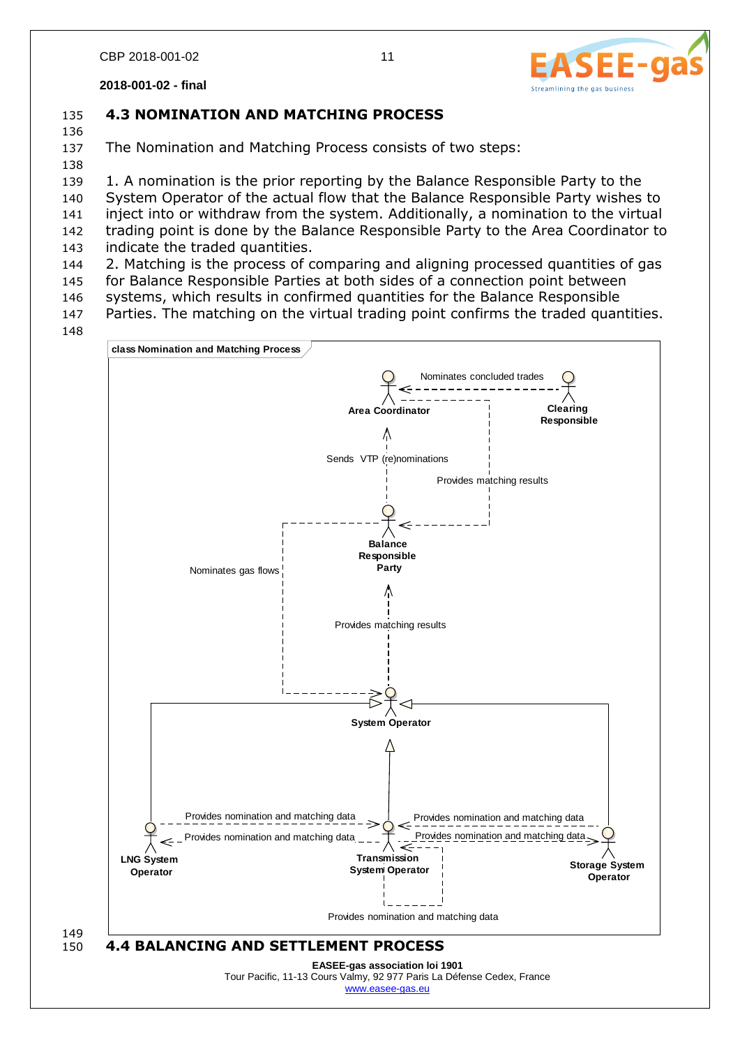## 4.3 NOMINATION AND MATCHING PROCESS

The Nomination and Matching Process consists of two steps:

1. A nomination is the prior reporting by the Balance Responsible Party to the System Operator of the actual flow that the Balance Responsible Party wishes to inject into or withdraw from the system. Additionally, a nomination to the virtual trading point is done by the Balance Responsible Party to the Area Coordinator to indicate the traded quantities.
2. Matching is the process of comparing and aligning processed quantities of gas for Balance Responsible Parties at both sides of a connection point between systems, which results in confirmed quantities for the Balance Responsible Parties. The matching on the virtual trading point confirms the traded quantities.

class Nomination and Matching Process

Area Coordinator

Clearing Responsible

Nominates concluded trades

Sends VTP (re)nominations

Provides matching results

Balance Responsible Party

Nominates gas flows

Provides matching results

System Operator

Provides nomination and matching data

Provides nomination and matching data

Provides nomination and matching data

Provides nomination and matching data

LNG System Operator

Transmission System Operator

Storage System Operator

Provides nomination and matching data

## 4.4 BALANCING AND SETTLEMENT PROCESS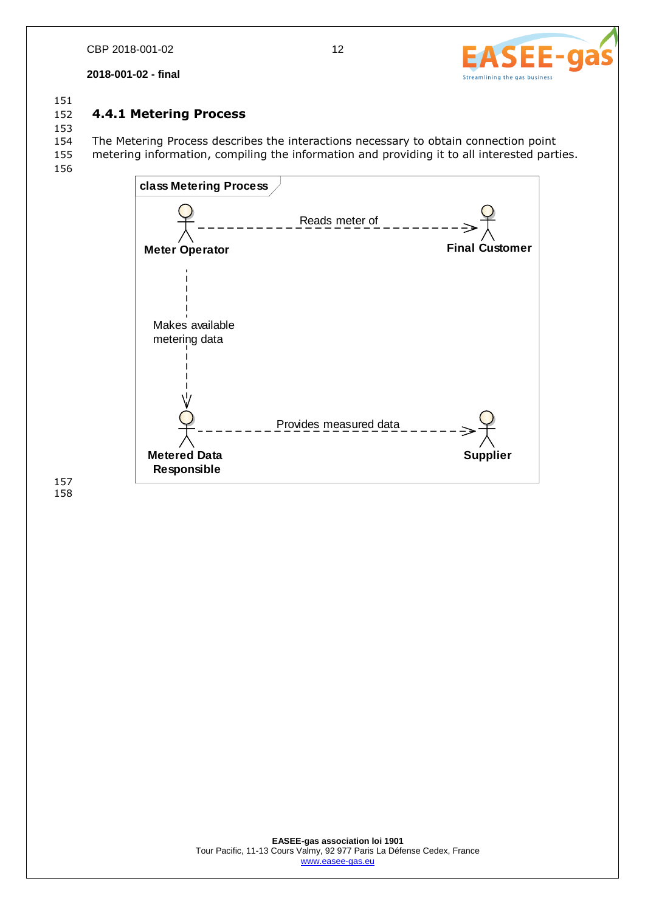### 4.4.1 Metering Process

The Metering Process describes the interactions necessary to obtain connection point metering information, compiling the information and providing it to all interested parties.

class Metering Process

Meter Operator — Reads meter of → Final Customer

Meter Operator — Makes available metering data → Metered Data Responsible

Metered Data Responsible — Provides measured data → Supplier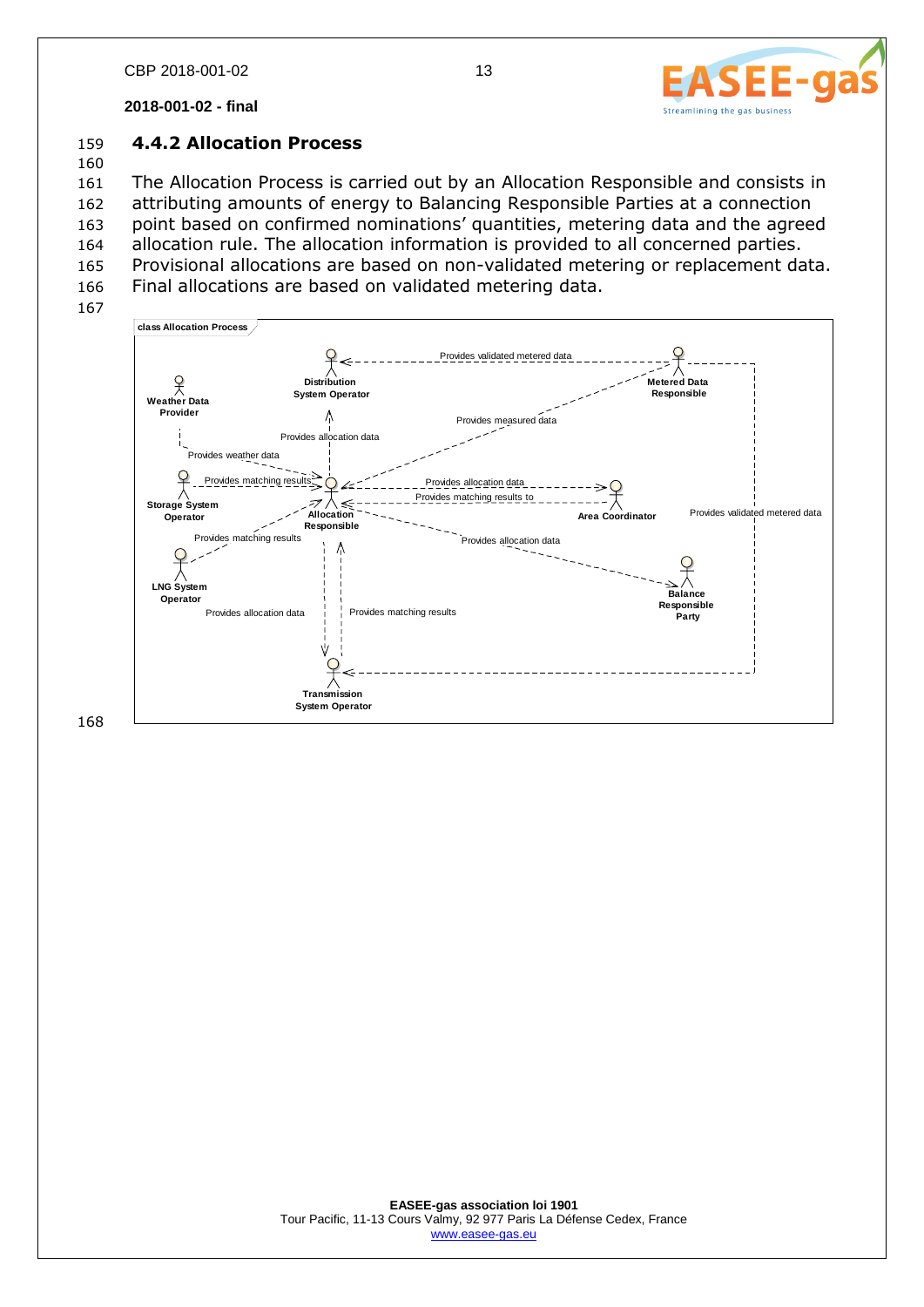### 4.4.2 Allocation Process

The Allocation Process is carried out by an Allocation Responsible and consists in attributing amounts of energy to Balancing Responsible Parties at a connection point based on confirmed nominations' quantities, metering data and the agreed allocation rule. The allocation information is provided to all concerned parties. Provisional allocations are based on non-validated metering or replacement data. Final allocations are based on validated metering data.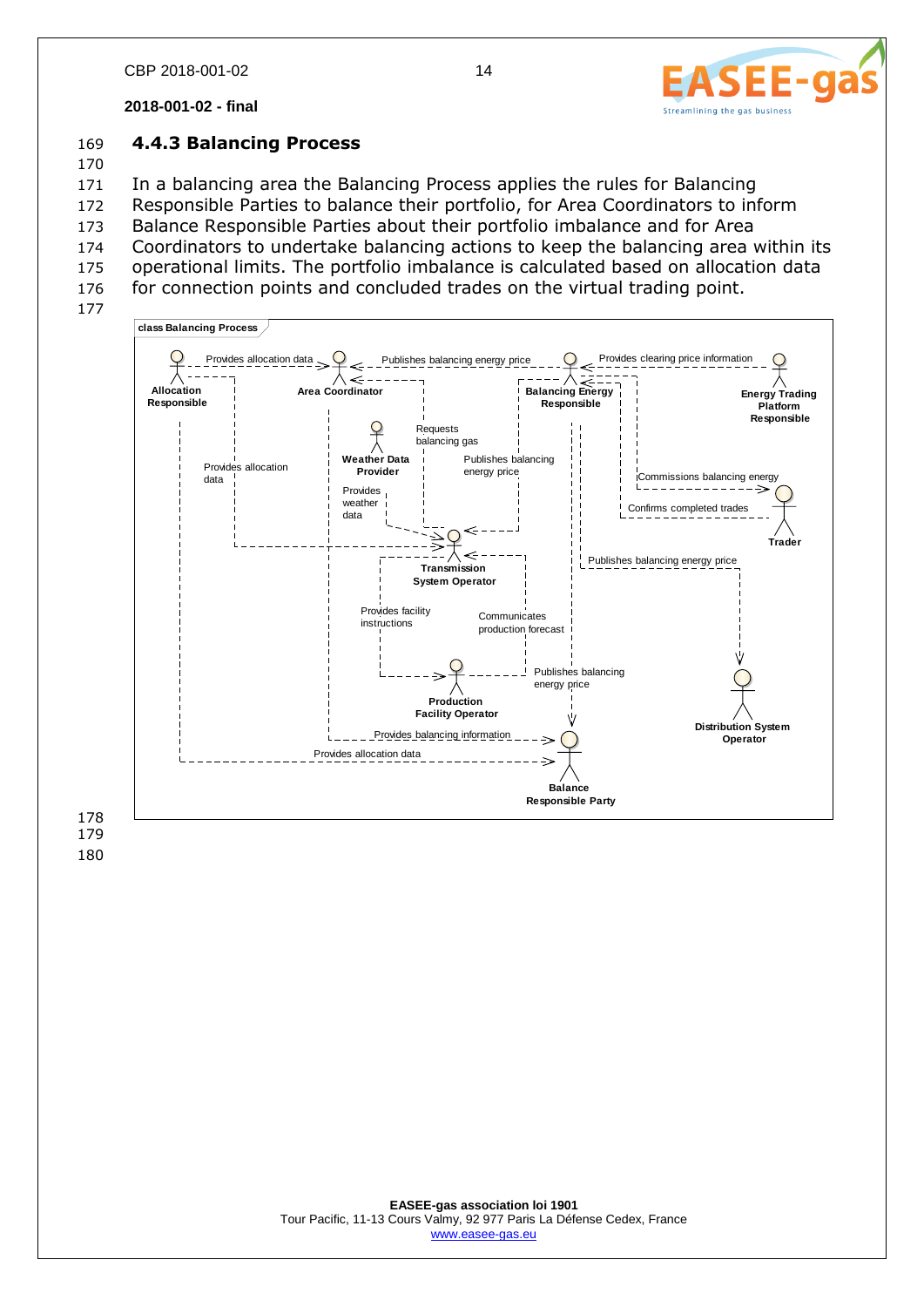### 4.4.3 Balancing Process

In a balancing area the Balancing Process applies the rules for Balancing Responsible Parties to balance their portfolio, for Area Coordinators to inform Balance Responsible Parties about their portfolio imbalance and for Area Coordinators to undertake balancing actions to keep the balancing area within its operational limits. The portfolio imbalance is calculated based on allocation data for connection points and concluded trades on the virtual trading point.

class Balancing Process

Allocation Responsible — Provides allocation data → Area Coordinator
Balancing Energy Responsible — Publishes balancing energy price → Area Coordinator
Energy Trading Platform Responsible — Provides clearing price information → Balancing Energy Responsible
Balancing Energy Responsible — Commissions balancing energy → Trader
Trader — Confirms completed trades → Balancing Energy Responsible
Allocation Responsible — Provides allocation data → Transmission System Operator
Weather Data Provider — Provides weather data → Transmission System Operator
Transmission System Operator — Requests balancing gas → Area Coordinator
Balancing Energy Responsible — Publishes balancing energy price → Transmission System Operator
Balancing Energy Responsible — Publishes balancing energy price → Distribution System Operator
Transmission System Operator — Provides facility instructions → Production Facility Operator
Production Facility Operator — Communicates production forecast → Transmission System Operator
Balancing Energy Responsible — Publishes balancing energy price → Balance Responsible Party
Area Coordinator — Provides balancing information → Balance Responsible Party
Allocation Responsible — Provides allocation data → Balance Responsible Party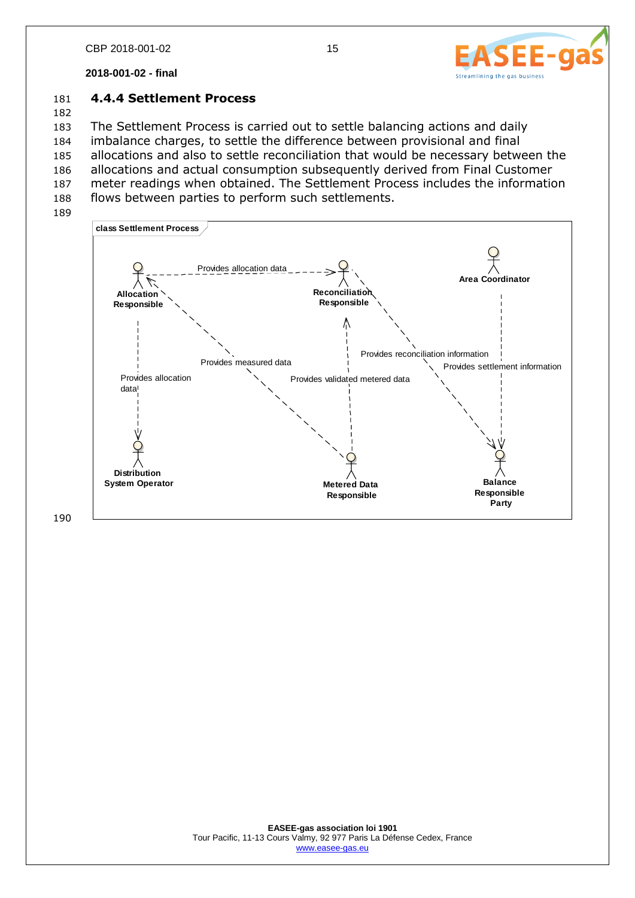### 4.4.4 Settlement Process

The Settlement Process is carried out to settle balancing actions and daily imbalance charges, to settle the difference between provisional and final allocations and also to settle reconciliation that would be necessary between the allocations and actual consumption subsequently derived from Final Customer meter readings when obtained. The Settlement Process includes the information flows between parties to perform such settlements.

class Settlement Process

Allocation Responsible — Provides allocation data → Reconciliation Responsible

Allocation Responsible — Provides allocation data → Distribution System Operator

Metered Data Responsible — Provides measured data → Allocation Responsible

Metered Data Responsible — Provides validated metered data → Reconciliation Responsible

Reconciliation Responsible — Provides reconciliation information → Balance Responsible Party

Area Coordinator — Provides settlement information → Balance Responsible Party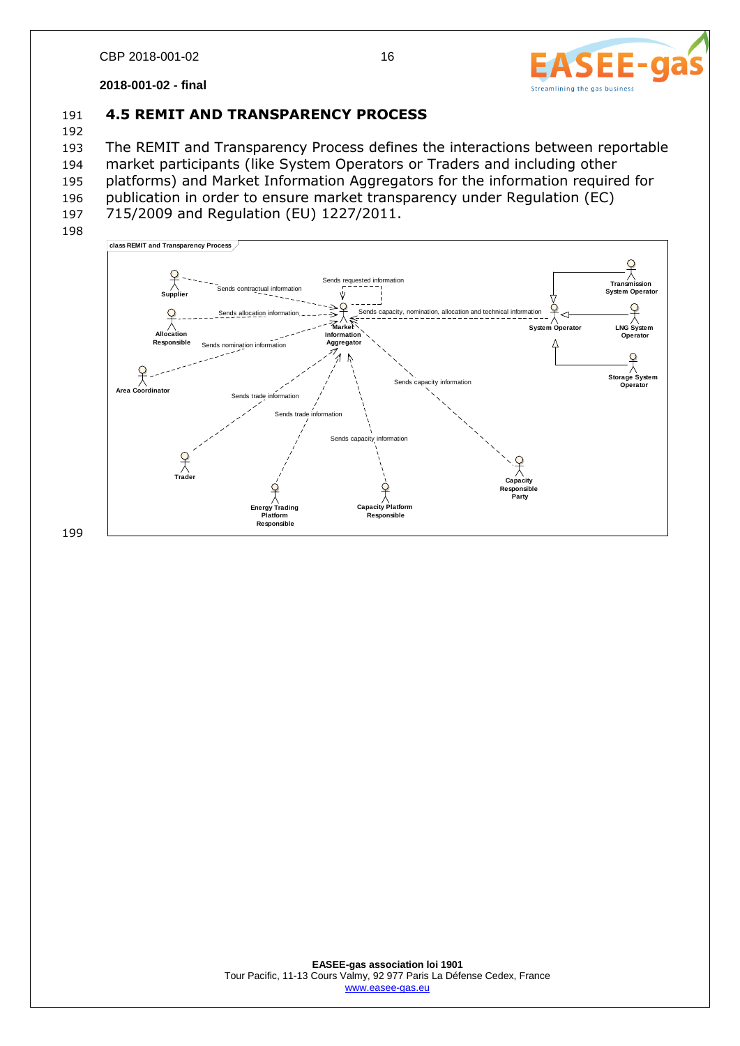## 4.5 REMIT AND TRANSPARENCY PROCESS

The REMIT and Transparency Process defines the interactions between reportable market participants (like System Operators or Traders and including other platforms) and Market Information Aggregators for the information required for publication in order to ensure market transparency under Regulation (EC) 715/2009 and Regulation (EU) 1227/2011.

class REMIT and Transparency Process

Supplier

Sends contractual information

Sends requested information

Allocation Responsible

Sends allocation information

Market Information Aggregator

Sends capacity, nomination, allocation and technical information

System Operator

Transmission System Operator

LNG System Operator

Storage System Operator

Sends nomination information

Area Coordinator

Sends capacity information

Sends trade information

Sends trade information

Sends capacity information

Trader

Capacity Responsible Party

Energy Trading Platform Responsible

Capacity Platform Responsible